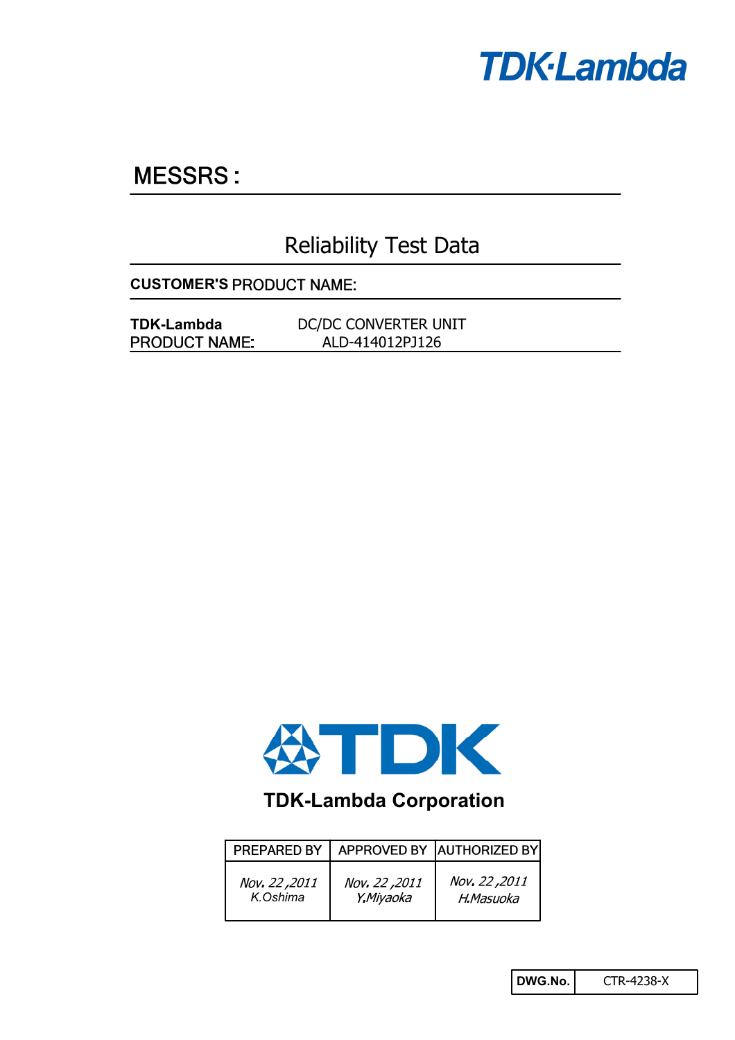TDK·Lambda

## MESSRS :

# Reliability Test Data

**CUSTOMER'S** PRODUCT NAME:

| **TDK-Lambda** PRODUCT NAME: | DC/DC CONVERTER UNIT ALD-414012PJ126 |
|---|---|

TDK

**TDK-Lambda Corporation**

| PREPARED BY | APPROVED BY | AUTHORIZED BY |
|---|---|---|
| *Nov. 22 ,2011* *K.Oshima* | *Nov. 22 ,2011* *Y.Miyaoka* | *Nov. 22 ,2011* *H.Masuoka* |

| **DWG.No.** | CTR-4238-X |
|---|---|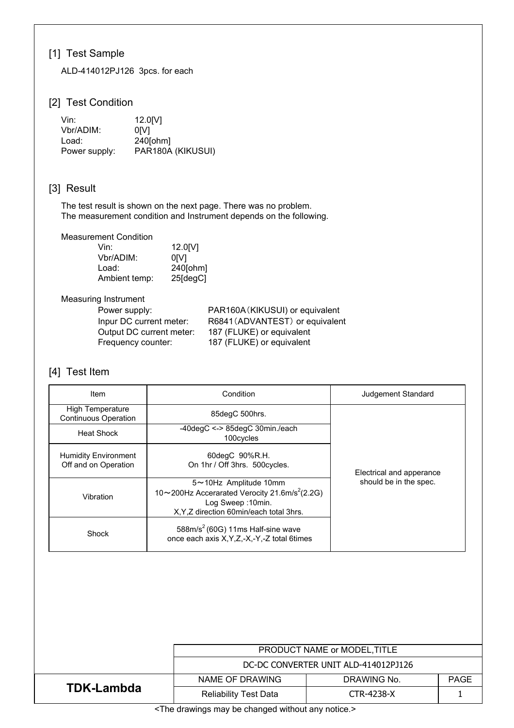## [1] Test Sample

ALD-414012PJ126 3pcs. for each

## [2] Test Condition

| | |
|---|---|
| Vin: | 12.0[V] |
| Vbr/ADIM: | 0[V] |
| Load: | 240[ohm] |
| Power supply: | PAR180A (KIKUSUI) |

## [3] Result

The test result is shown on the next page. There was no problem.
The measurement condition and Instrument depends on the following.

Measurement Condition

| | |
|---|---|
| Vin: | 12.0[V] |
| Vbr/ADIM: | 0[V] |
| Load: | 240[ohm] |
| Ambient temp: | 25[degC] |

Measuring Instrument

| | |
|---|---|
| Power supply: | PAR160A（KIKUSUI) or equivalent |
| Inpur DC current meter: | R6841（ADVANTEST）or equivalent |
| Output DC current meter: | 187 (FLUKE) or equivalent |
| Frequency counter: | 187 (FLUKE) or equivalent |

## [4] Test Item

| Item | Condition | Judgement Standard |
|---|---|---|
| High Temperature Continuous Operation | 85degC 500hrs. | Electrical and apperance should be in the spec. |
| Heat Shock | -40degC <-> 85degC 30min./each 100cycles | |
| Humidity Environment Off and on Operation | 60degC 90%R.H. On 1hr / Off 3hrs. 500cycles. | |
| Vibration | 5～10Hz Amplitude 10mm<br>10～200Hz Accerarated Verocity 21.6m/s$^2$(2.2G)<br>Log Sweep :10min.<br>X,Y,Z direction 60min/each total 3hrs. | |
| Shock | 588m/s$^2$ (60G) 11ms Half-sine wave once each axis X,Y,Z,-X,-Y,-Z total 6times | |

| TDK-Lambda | PRODUCT NAME or MODEL,TITLE | | |
|---|---|---|---|
| | DC-DC CONVERTER UNIT ALD-414012PJ126 | | |
| | NAME OF DRAWING | DRAWING No. | PAGE |
| | Reliability Test Data | CTR-4238-X | 1 |

<The drawings may be changed without any notice.>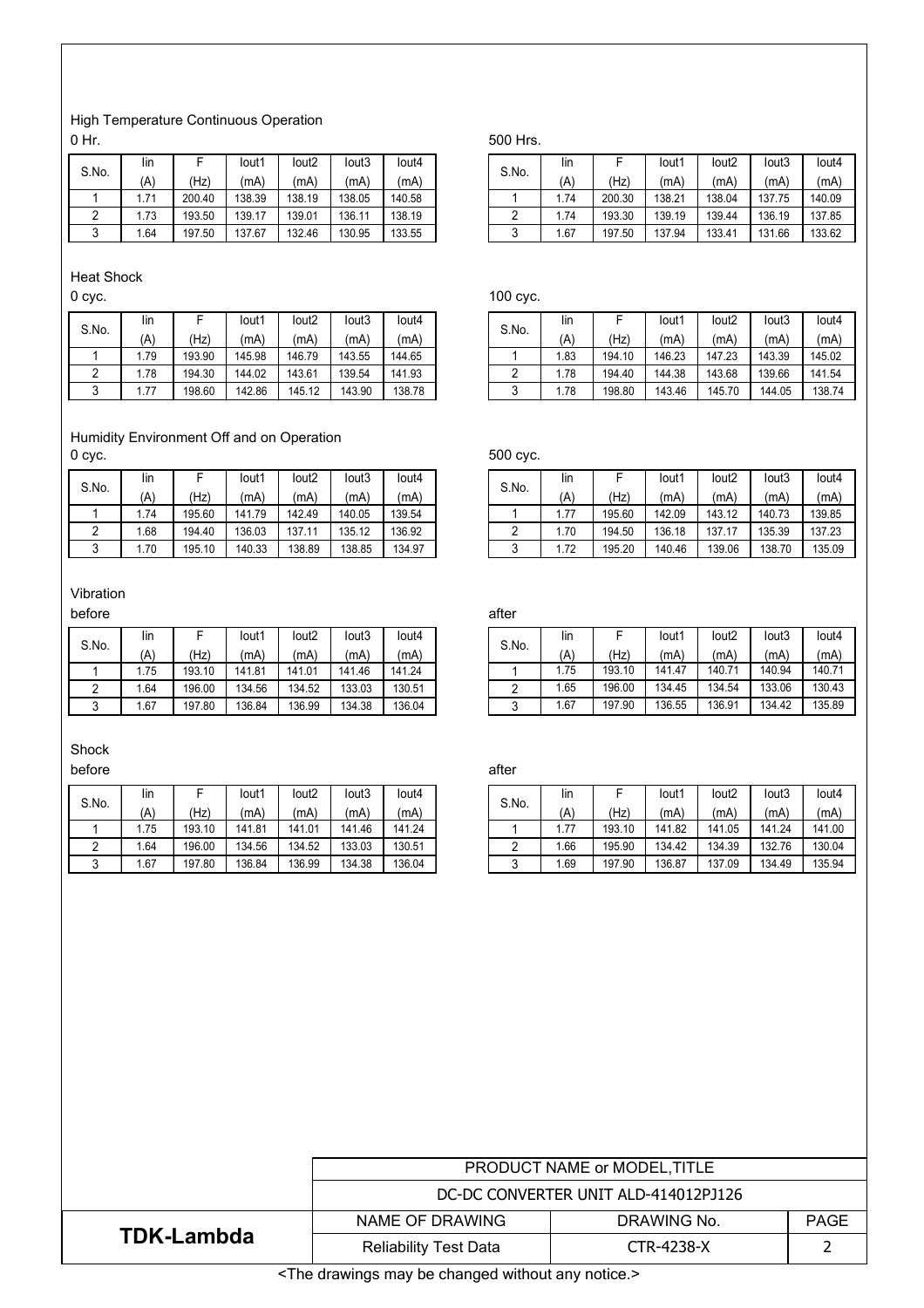## High Temperature Continuous Operation

0 Hr.

| S.No. | Iin (A) | F (Hz) | Iout1 (mA) | Iout2 (mA) | Iout3 (mA) | Iout4 (mA) |
|---|---|---|---|---|---|---|
| 1 | 1.71 | 200.40 | 138.39 | 138.19 | 138.05 | 140.58 |
| 2 | 1.73 | 193.50 | 139.17 | 139.01 | 136.11 | 138.19 |
| 3 | 1.64 | 197.50 | 137.67 | 132.46 | 130.95 | 133.55 |

500 Hrs.

| S.No. | Iin (A) | F (Hz) | Iout1 (mA) | Iout2 (mA) | Iout3 (mA) | Iout4 (mA) |
|---|---|---|---|---|---|---|
| 1 | 1.74 | 200.30 | 138.21 | 138.04 | 137.75 | 140.09 |
| 2 | 1.74 | 193.30 | 139.19 | 139.44 | 136.19 | 137.85 |
| 3 | 1.67 | 197.50 | 137.94 | 133.41 | 131.66 | 133.62 |

## Heat Shock

0 cyc.

| S.No. | Iin (A) | F (Hz) | Iout1 (mA) | Iout2 (mA) | Iout3 (mA) | Iout4 (mA) |
|---|---|---|---|---|---|---|
| 1 | 1.79 | 193.90 | 145.98 | 146.79 | 143.55 | 144.65 |
| 2 | 1.78 | 194.30 | 144.02 | 143.61 | 139.54 | 141.93 |
| 3 | 1.77 | 198.60 | 142.86 | 145.12 | 143.90 | 138.78 |

100 cyc.

| S.No. | Iin (A) | F (Hz) | Iout1 (mA) | Iout2 (mA) | Iout3 (mA) | Iout4 (mA) |
|---|---|---|---|---|---|---|
| 1 | 1.83 | 194.10 | 146.23 | 147.23 | 143.39 | 145.02 |
| 2 | 1.78 | 194.40 | 144.38 | 143.68 | 139.66 | 141.54 |
| 3 | 1.78 | 198.80 | 143.46 | 145.70 | 144.05 | 138.74 |

## Humidity Environment Off and on Operation

0 cyc.

| S.No. | Iin (A) | F (Hz) | Iout1 (mA) | Iout2 (mA) | Iout3 (mA) | Iout4 (mA) |
|---|---|---|---|---|---|---|
| 1 | 1.74 | 195.60 | 141.79 | 142.49 | 140.05 | 139.54 |
| 2 | 1.68 | 194.40 | 136.03 | 137.11 | 135.12 | 136.92 |
| 3 | 1.70 | 195.10 | 140.33 | 138.89 | 138.85 | 134.97 |

500 cyc.

| S.No. | Iin (A) | F (Hz) | Iout1 (mA) | Iout2 (mA) | Iout3 (mA) | Iout4 (mA) |
|---|---|---|---|---|---|---|
| 1 | 1.77 | 195.60 | 142.09 | 143.12 | 140.73 | 139.85 |
| 2 | 1.70 | 194.50 | 136.18 | 137.17 | 135.39 | 137.23 |
| 3 | 1.72 | 195.20 | 140.46 | 139.06 | 138.70 | 135.09 |

## Vibration

before

| S.No. | Iin (A) | F (Hz) | Iout1 (mA) | Iout2 (mA) | Iout3 (mA) | Iout4 (mA) |
|---|---|---|---|---|---|---|
| 1 | 1.75 | 193.10 | 141.81 | 141.01 | 141.46 | 141.24 |
| 2 | 1.64 | 196.00 | 134.56 | 134.52 | 133.03 | 130.51 |
| 3 | 1.67 | 197.80 | 136.84 | 136.99 | 134.38 | 136.04 |

after

| S.No. | Iin (A) | F (Hz) | Iout1 (mA) | Iout2 (mA) | Iout3 (mA) | Iout4 (mA) |
|---|---|---|---|---|---|---|
| 1 | 1.75 | 193.10 | 141.47 | 140.71 | 140.94 | 140.71 |
| 2 | 1.65 | 196.00 | 134.45 | 134.54 | 133.06 | 130.43 |
| 3 | 1.67 | 197.90 | 136.55 | 136.91 | 134.42 | 135.89 |

## Shock

before

| S.No. | Iin (A) | F (Hz) | Iout1 (mA) | Iout2 (mA) | Iout3 (mA) | Iout4 (mA) |
|---|---|---|---|---|---|---|
| 1 | 1.75 | 193.10 | 141.81 | 141.01 | 141.46 | 141.24 |
| 2 | 1.64 | 196.00 | 134.56 | 134.52 | 133.03 | 130.51 |
| 3 | 1.67 | 197.80 | 136.84 | 136.99 | 134.38 | 136.04 |

after

| S.No. | Iin (A) | F (Hz) | Iout1 (mA) | Iout2 (mA) | Iout3 (mA) | Iout4 (mA) |
|---|---|---|---|---|---|---|
| 1 | 1.77 | 193.10 | 141.82 | 141.05 | 141.24 | 141.00 |
| 2 | 1.66 | 195.90 | 134.42 | 134.39 | 132.76 | 130.04 |
| 3 | 1.69 | 197.90 | 136.87 | 137.09 | 134.49 | 135.94 |

| | PRODUCT NAME or MODEL,TITLE | | |
|---|---|---|---|
| | DC-DC CONVERTER UNIT ALD-414012PJ126 | | |
| **TDK-Lambda** | NAME OF DRAWING | DRAWING No. | PAGE |
| | Reliability Test Data | CTR-4238-X | 2 |

<The drawings may be changed without any notice.>